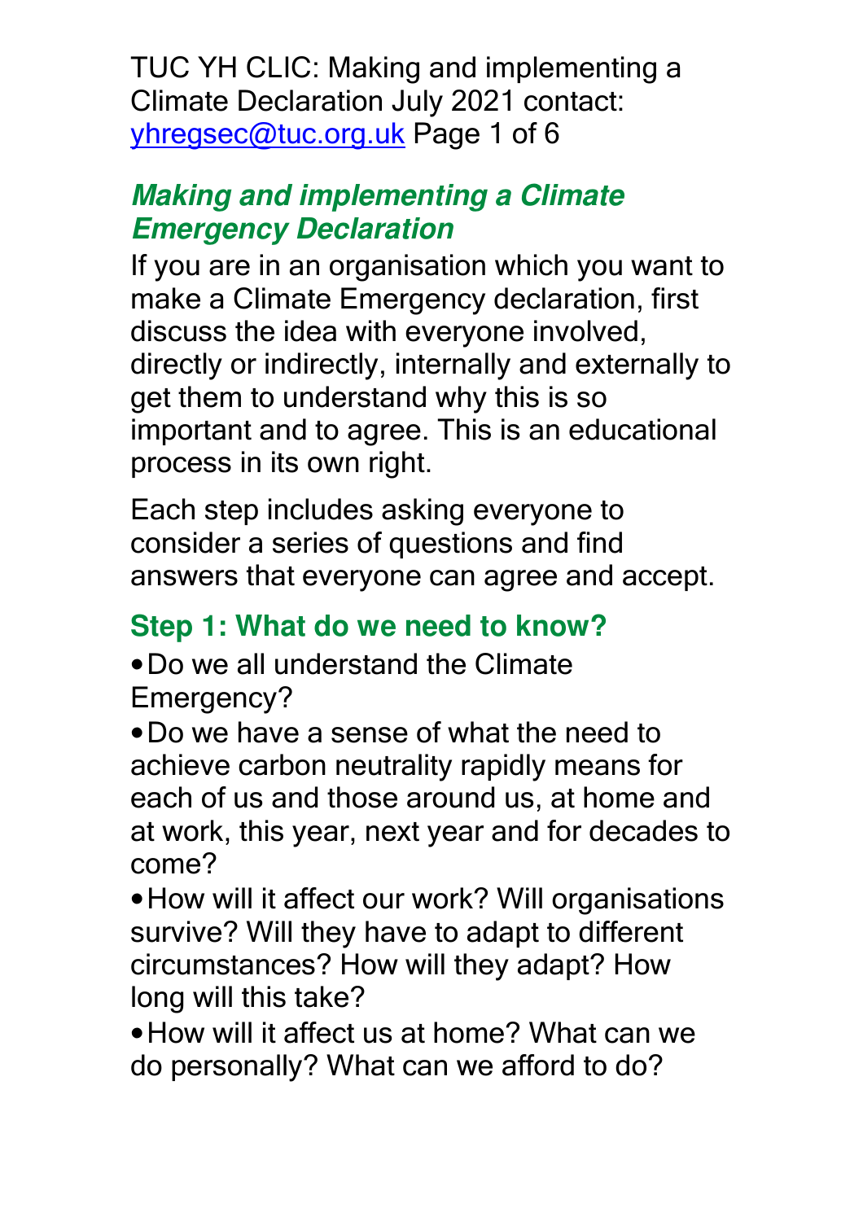## *Making and implementing a Climate Emergency Declaration*

If you are in an organisation which you want to make a Climate Emergency declaration, first discuss the idea with everyone involved, directly or indirectly, internally and externally to get them to understand why this is so important and to agree. This is an educational process in its own right.

Each step includes asking everyone to consider a series of questions and find answers that everyone can agree and accept.

### Step 1: What do we need to know?

- Do we all understand the Climate Emergency?
- Do we have a sense of what the need to achieve carbon neutrality rapidly means for each of us and those around us, at home and at work, this year, next year and for decades to come?
- How will it affect our work? Will organisations survive? Will they have to adapt to different circumstances? How will they adapt? How long will this take?
- How will it affect us at home? What can we do personally? What can we afford to do?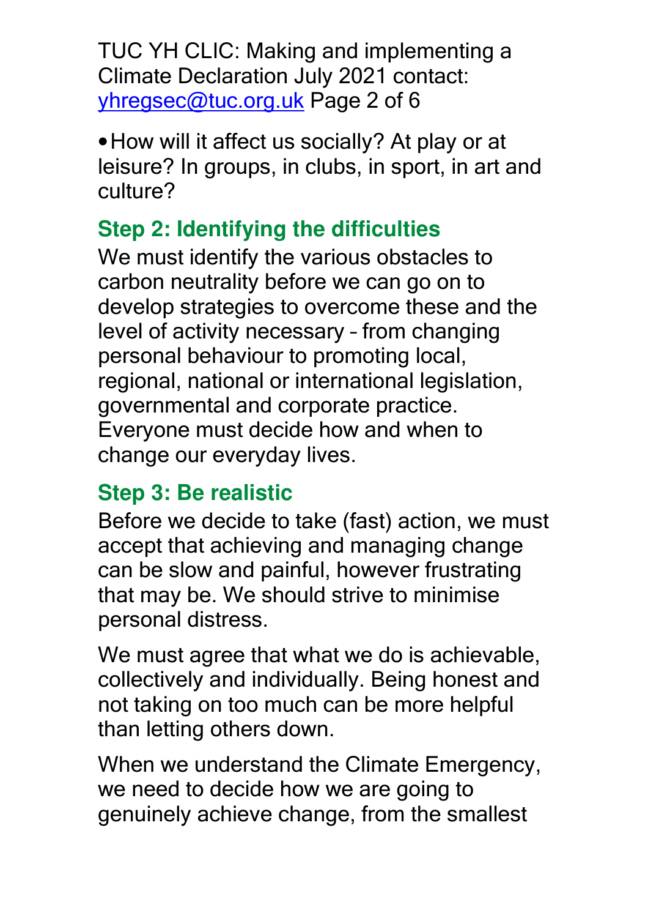- How will it affect us socially? At play or at leisure? In groups, in clubs, in sport, in art and culture?

## Step 2: Identifying the difficulties

We must identify the various obstacles to carbon neutrality before we can go on to develop strategies to overcome these and the level of activity necessary – from changing personal behaviour to promoting local, regional, national or international legislation, governmental and corporate practice. Everyone must decide how and when to change our everyday lives.

## Step 3: Be realistic

Before we decide to take (fast) action, we must accept that achieving and managing change can be slow and painful, however frustrating that may be. We should strive to minimise personal distress.

We must agree that what we do is achievable, collectively and individually. Being honest and not taking on too much can be more helpful than letting others down.

When we understand the Climate Emergency, we need to decide how we are going to genuinely achieve change, from the smallest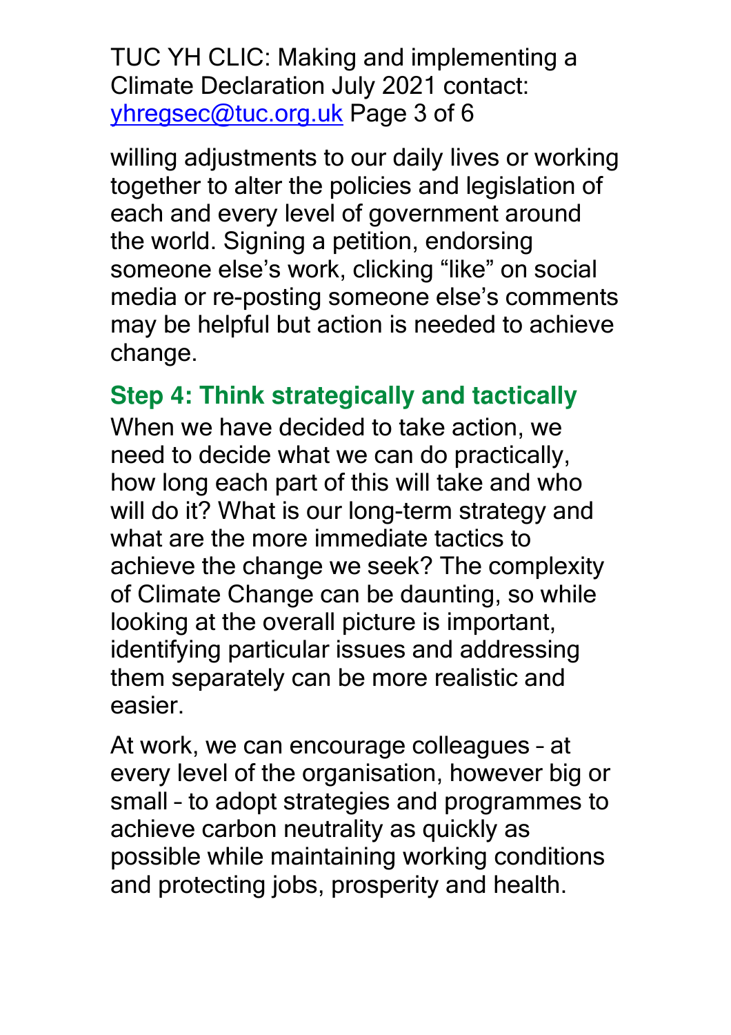willing adjustments to our daily lives or working together to alter the policies and legislation of each and every level of government around the world. Signing a petition, endorsing someone else's work, clicking "like" on social media or re-posting someone else's comments may be helpful but action is needed to achieve change.

## Step 4: Think strategically and tactically

When we have decided to take action, we need to decide what we can do practically, how long each part of this will take and who will do it? What is our long-term strategy and what are the more immediate tactics to achieve the change we seek? The complexity of Climate Change can be daunting, so while looking at the overall picture is important, identifying particular issues and addressing them separately can be more realistic and easier.

At work, we can encourage colleagues – at every level of the organisation, however big or small – to adopt strategies and programmes to achieve carbon neutrality as quickly as possible while maintaining working conditions and protecting jobs, prosperity and health.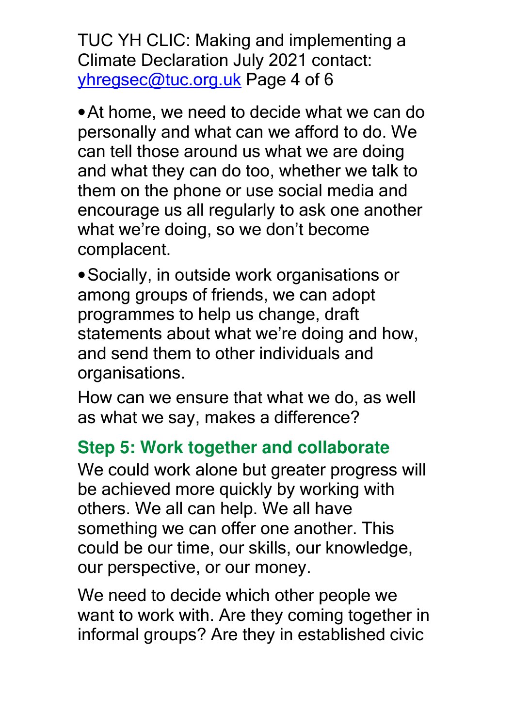- At home, we need to decide what we can do personally and what can we afford to do. We can tell those around us what we are doing and what they can do too, whether we talk to them on the phone or use social media and encourage us all regularly to ask one another what we're doing, so we don't become complacent.
- Socially, in outside work organisations or among groups of friends, we can adopt programmes to help us change, draft statements about what we're doing and how, and send them to other individuals and organisations.

How can we ensure that what we do, as well as what we say, makes a difference?

## Step 5: Work together and collaborate

We could work alone but greater progress will be achieved more quickly by working with others. We all can help. We all have something we can offer one another. This could be our time, our skills, our knowledge, our perspective, or our money.

We need to decide which other people we want to work with. Are they coming together in informal groups? Are they in established civic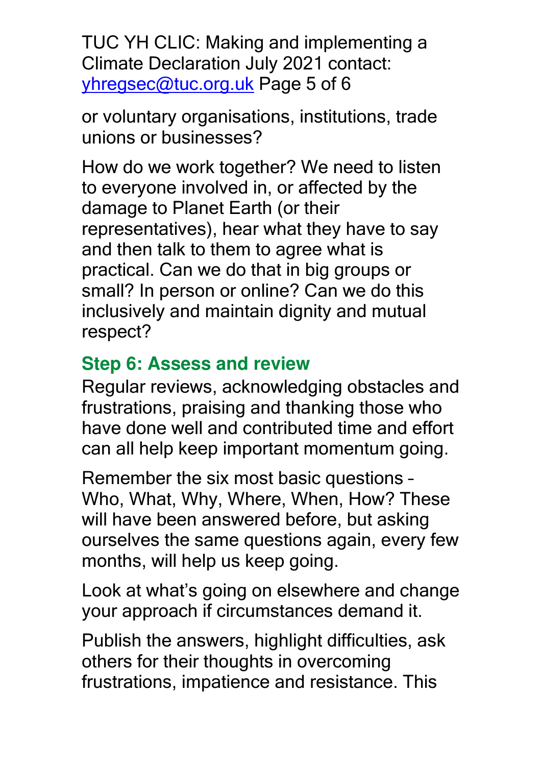or voluntary organisations, institutions, trade unions or businesses?

How do we work together? We need to listen to everyone involved in, or affected by the damage to Planet Earth (or their representatives), hear what they have to say and then talk to them to agree what is practical. Can we do that in big groups or small? In person or online? Can we do this inclusively and maintain dignity and mutual respect?

## Step 6: Assess and review

Regular reviews, acknowledging obstacles and frustrations, praising and thanking those who have done well and contributed time and effort can all help keep important momentum going.

Remember the six most basic questions – Who, What, Why, Where, When, How? These will have been answered before, but asking ourselves the same questions again, every few months, will help us keep going.

Look at what's going on elsewhere and change your approach if circumstances demand it.

Publish the answers, highlight difficulties, ask others for their thoughts in overcoming frustrations, impatience and resistance. This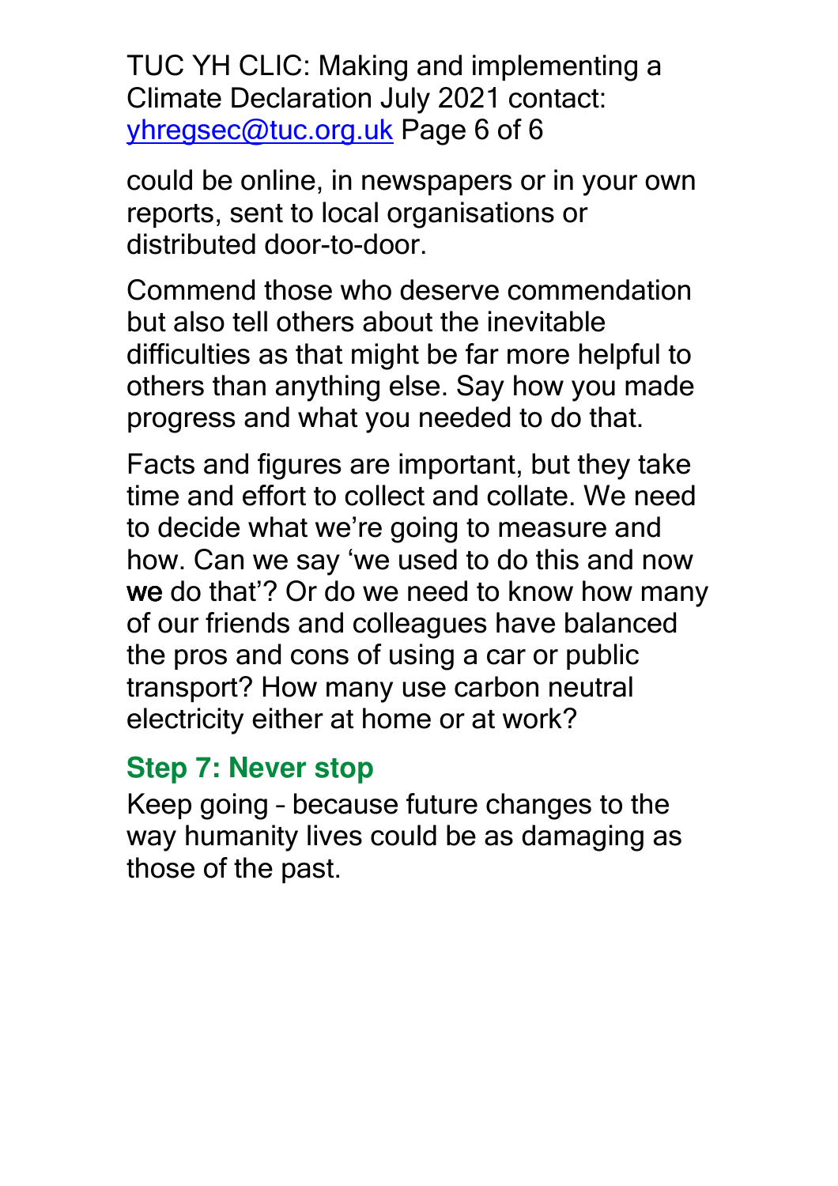could be online, in newspapers or in your own reports, sent to local organisations or distributed door-to-door.

Commend those who deserve commendation but also tell others about the inevitable difficulties as that might be far more helpful to others than anything else. Say how you made progress and what you needed to do that.

Facts and figures are important, but they take time and effort to collect and collate. We need to decide what we're going to measure and how. Can we say 'we used to do this and now we do that'? Or do we need to know how many of our friends and colleagues have balanced the pros and cons of using a car or public transport? How many use carbon neutral electricity either at home or at work?

## Step 7: Never stop

Keep going – because future changes to the way humanity lives could be as damaging as those of the past.